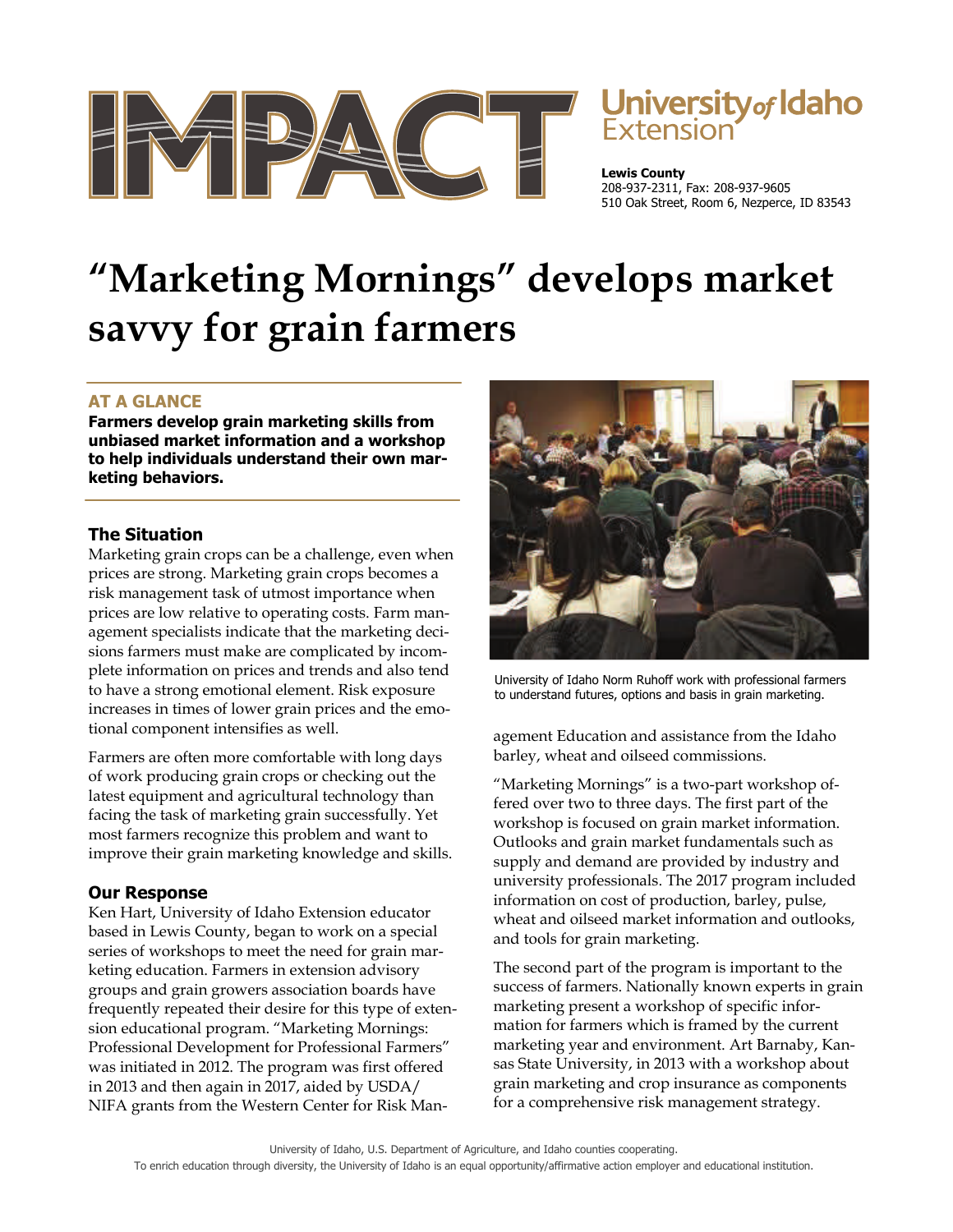University of Idaho Extension

**Lewis County**
208-937-2311, Fax: 208-937-9605
510 Oak Street, Room 6, Nezperce, ID 83543

# "Marketing Mornings" develops market savvy for grain farmers

### AT A GLANCE

**Farmers develop grain marketing skills from unbiased market information and a workshop to help individuals understand their own marketing behaviors.**

### The Situation

Marketing grain crops can be a challenge, even when prices are strong. Marketing grain crops becomes a risk management task of utmost importance when prices are low relative to operating costs. Farm management specialists indicate that the marketing decisions farmers must make are complicated by incomplete information on prices and trends and also tend to have a strong emotional element. Risk exposure increases in times of lower grain prices and the emotional component intensifies as well.

Farmers are often more comfortable with long days of work producing grain crops or checking out the latest equipment and agricultural technology than facing the task of marketing grain successfully. Yet most farmers recognize this problem and want to improve their grain marketing knowledge and skills.

### Our Response

Ken Hart, University of Idaho Extension educator based in Lewis County, began to work on a special series of workshops to meet the need for grain marketing education. Farmers in extension advisory groups and grain growers association boards have frequently repeated their desire for this type of extension educational program. "Marketing Mornings: Professional Development for Professional Farmers" was initiated in 2012. The program was first offered in 2013 and then again in 2017, aided by USDA/NIFA grants from the Western Center for Risk Management Education and assistance from the Idaho barley, wheat and oilseed commissions.

University of Idaho Norm Ruhoff work with professional farmers to understand futures, options and basis in grain marketing.

"Marketing Mornings" is a two-part workshop offered over two to three days. The first part of the workshop is focused on grain market information. Outlooks and grain market fundamentals such as supply and demand are provided by industry and university professionals. The 2017 program included information on cost of production, barley, pulse, wheat and oilseed market information and outlooks, and tools for grain marketing.

The second part of the program is important to the success of farmers. Nationally known experts in grain marketing present a workshop of specific information for farmers which is framed by the current marketing year and environment. Art Barnaby, Kansas State University, in 2013 with a workshop about grain marketing and crop insurance as components for a comprehensive risk management strategy.

University of Idaho, U.S. Department of Agriculture, and Idaho counties cooperating.
To enrich education through diversity, the University of Idaho is an equal opportunity/affirmative action employer and educational institution.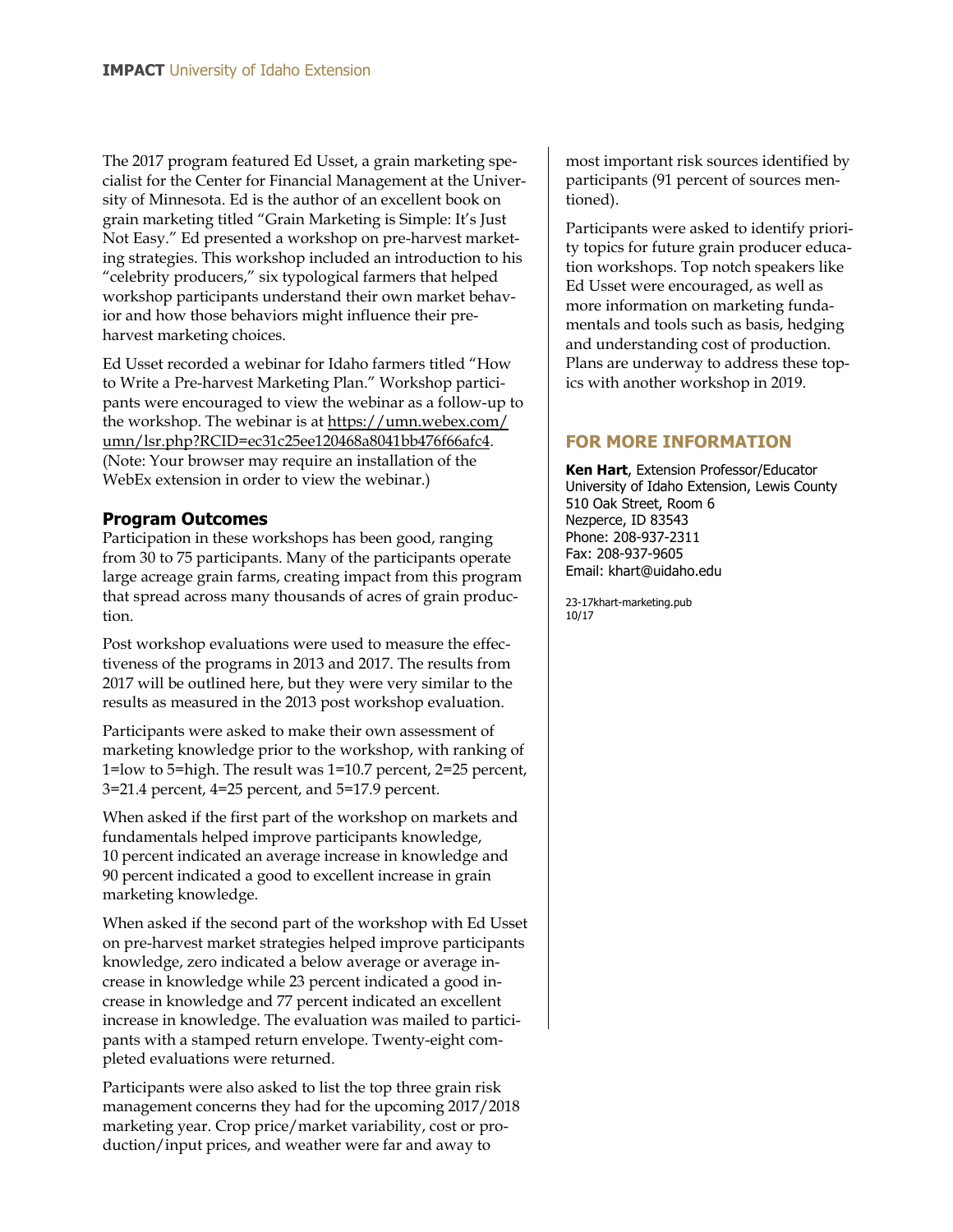The 2017 program featured Ed Usset, a grain marketing specialist for the Center for Financial Management at the University of Minnesota. Ed is the author of an excellent book on grain marketing titled "Grain Marketing is Simple: It's Just Not Easy." Ed presented a workshop on pre-harvest marketing strategies. This workshop included an introduction to his "celebrity producers," six typological farmers that helped workshop participants understand their own market behavior and how those behaviors might influence their pre-harvest marketing choices.

Ed Usset recorded a webinar for Idaho farmers titled "How to Write a Pre-harvest Marketing Plan." Workshop participants were encouraged to view the webinar as a follow-up to the workshop. The webinar is at https://umn.webex.com/umn/lsr.php?RCID=ec31c25ee120468a8041bb476f66afc4. (Note: Your browser may require an installation of the WebEx extension in order to view the webinar.)

## Program Outcomes

Participation in these workshops has been good, ranging from 30 to 75 participants. Many of the participants operate large acreage grain farms, creating impact from this program that spread across many thousands of acres of grain production.

Post workshop evaluations were used to measure the effectiveness of the programs in 2013 and 2017. The results from 2017 will be outlined here, but they were very similar to the results as measured in the 2013 post workshop evaluation.

Participants were asked to make their own assessment of marketing knowledge prior to the workshop, with ranking of 1=low to 5=high. The result was 1=10.7 percent, 2=25 percent, 3=21.4 percent, 4=25 percent, and 5=17.9 percent.

When asked if the first part of the workshop on markets and fundamentals helped improve participants knowledge, 10 percent indicated an average increase in knowledge and 90 percent indicated a good to excellent increase in grain marketing knowledge.

When asked if the second part of the workshop with Ed Usset on pre-harvest market strategies helped improve participants knowledge, zero indicated a below average or average increase in knowledge while 23 percent indicated a good increase in knowledge and 77 percent indicated an excellent increase in knowledge. The evaluation was mailed to participants with a stamped return envelope. Twenty-eight completed evaluations were returned.

Participants were also asked to list the top three grain risk management concerns they had for the upcoming 2017/2018 marketing year. Crop price/market variability, cost or production/input prices, and weather were far and away to most important risk sources identified by participants (91 percent of sources mentioned).

Participants were asked to identify priority topics for future grain producer education workshops. Top notch speakers like Ed Usset were encouraged, as well as more information on marketing fundamentals and tools such as basis, hedging and understanding cost of production. Plans are underway to address these topics with another workshop in 2019.

## FOR MORE INFORMATION

**Ken Hart**, Extension Professor/Educator
University of Idaho Extension, Lewis County
510 Oak Street, Room 6
Nezperce, ID 83543
Phone: 208-937-2311
Fax: 208-937-9605
Email: khart@uidaho.edu

23-17khart-marketing.pub
10/17